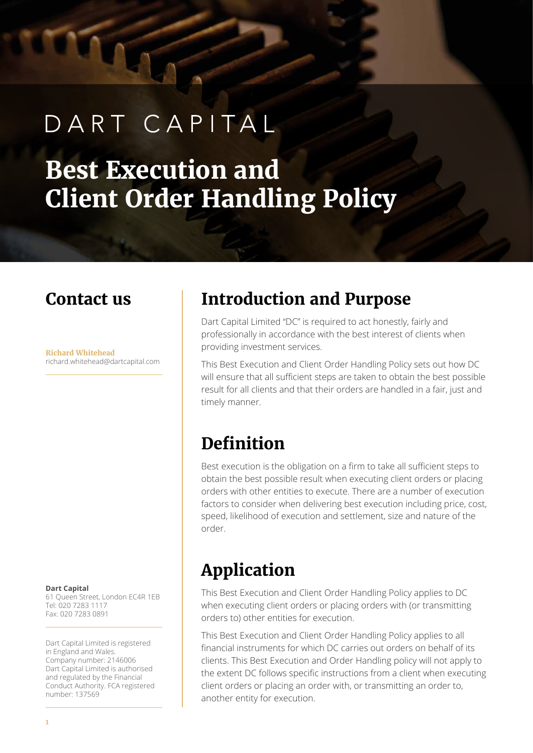DART CAPITAL

# Best Execution and Client Order Handling Policy

## Contact us

**Richard Whitehead**
richard.whitehead@dartcapital.com

**Dart Capital**
61 Queen Street, London EC4R 1EB
Tel: 020 7283 1117
Fax: 020 7283 0891

Dart Capital Limited is registered in England and Wales. Company number: 2146006 Dart Capital Limited is authorised and regulated by the Financial Conduct Authority. FCA registered number: 137569

## Introduction and Purpose

Dart Capital Limited "DC" is required to act honestly, fairly and professionally in accordance with the best interest of clients when providing investment services.

This Best Execution and Client Order Handling Policy sets out how DC will ensure that all sufficient steps are taken to obtain the best possible result for all clients and that their orders are handled in a fair, just and timely manner.

## Definition

Best execution is the obligation on a firm to take all sufficient steps to obtain the best possible result when executing client orders or placing orders with other entities to execute. There are a number of execution factors to consider when delivering best execution including price, cost, speed, likelihood of execution and settlement, size and nature of the order.

## Application

This Best Execution and Client Order Handling Policy applies to DC when executing client orders or placing orders with (or transmitting orders to) other entities for execution.

This Best Execution and Client Order Handling Policy applies to all financial instruments for which DC carries out orders on behalf of its clients. This Best Execution and Order Handling policy will not apply to the extent DC follows specific instructions from a client when executing client orders or placing an order with, or transmitting an order to, another entity for execution.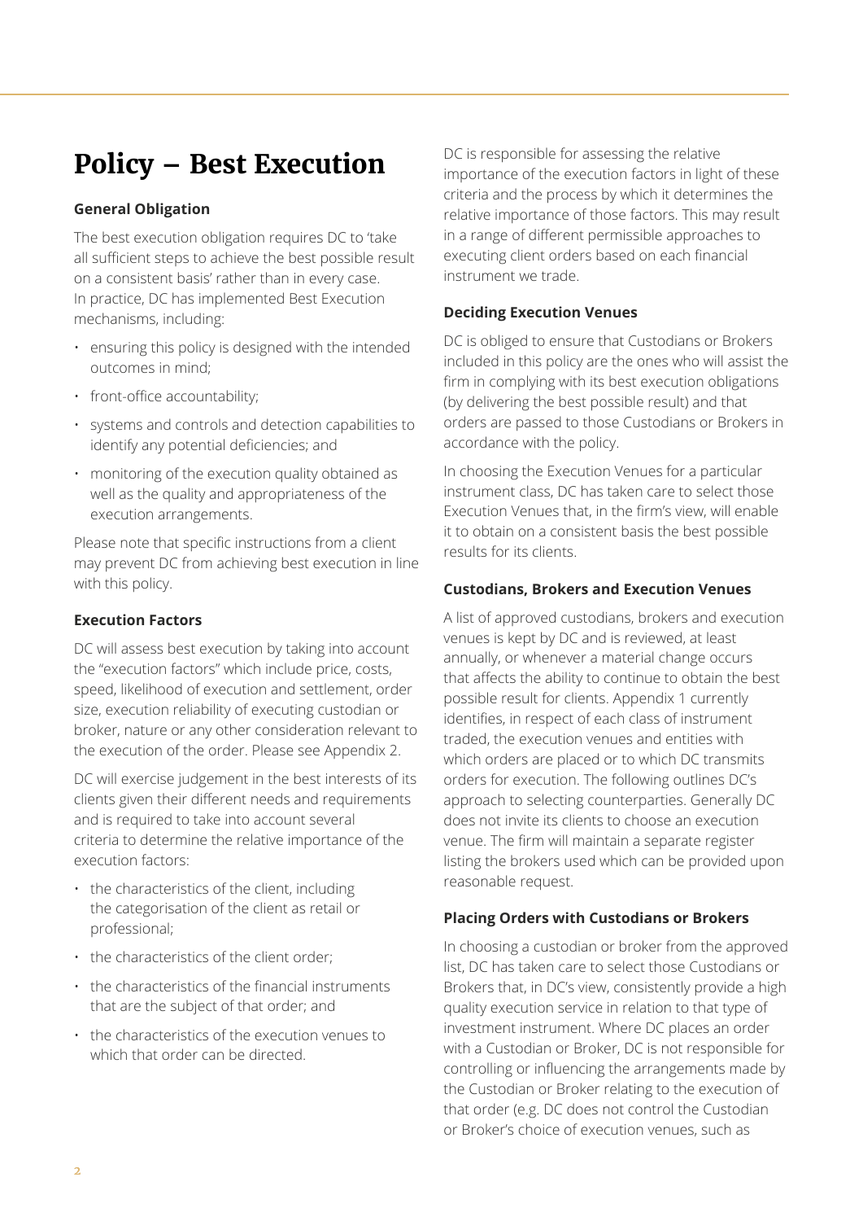# Policy – Best Execution

### General Obligation

The best execution obligation requires DC to 'take all sufficient steps to achieve the best possible result on a consistent basis' rather than in every case. In practice, DC has implemented Best Execution mechanisms, including:

- ensuring this policy is designed with the intended outcomes in mind;
- front-office accountability;
- systems and controls and detection capabilities to identify any potential deficiencies; and
- monitoring of the execution quality obtained as well as the quality and appropriateness of the execution arrangements.

Please note that specific instructions from a client may prevent DC from achieving best execution in line with this policy.

### Execution Factors

DC will assess best execution by taking into account the "execution factors" which include price, costs, speed, likelihood of execution and settlement, order size, execution reliability of executing custodian or broker, nature or any other consideration relevant to the execution of the order. Please see Appendix 2.

DC will exercise judgement in the best interests of its clients given their different needs and requirements and is required to take into account several criteria to determine the relative importance of the execution factors:

- the characteristics of the client, including the categorisation of the client as retail or professional;
- the characteristics of the client order;
- the characteristics of the financial instruments that are the subject of that order; and
- the characteristics of the execution venues to which that order can be directed.

DC is responsible for assessing the relative importance of the execution factors in light of these criteria and the process by which it determines the relative importance of those factors. This may result in a range of different permissible approaches to executing client orders based on each financial instrument we trade.

### Deciding Execution Venues

DC is obliged to ensure that Custodians or Brokers included in this policy are the ones who will assist the firm in complying with its best execution obligations (by delivering the best possible result) and that orders are passed to those Custodians or Brokers in accordance with the policy.

In choosing the Execution Venues for a particular instrument class, DC has taken care to select those Execution Venues that, in the firm's view, will enable it to obtain on a consistent basis the best possible results for its clients.

### Custodians, Brokers and Execution Venues

A list of approved custodians, brokers and execution venues is kept by DC and is reviewed, at least annually, or whenever a material change occurs that affects the ability to continue to obtain the best possible result for clients. Appendix 1 currently identifies, in respect of each class of instrument traded, the execution venues and entities with which orders are placed or to which DC transmits orders for execution. The following outlines DC's approach to selecting counterparties. Generally DC does not invite its clients to choose an execution venue. The firm will maintain a separate register listing the brokers used which can be provided upon reasonable request.

### Placing Orders with Custodians or Brokers

In choosing a custodian or broker from the approved list, DC has taken care to select those Custodians or Brokers that, in DC's view, consistently provide a high quality execution service in relation to that type of investment instrument. Where DC places an order with a Custodian or Broker, DC is not responsible for controlling or influencing the arrangements made by the Custodian or Broker relating to the execution of that order (e.g. DC does not control the Custodian or Broker's choice of execution venues, such as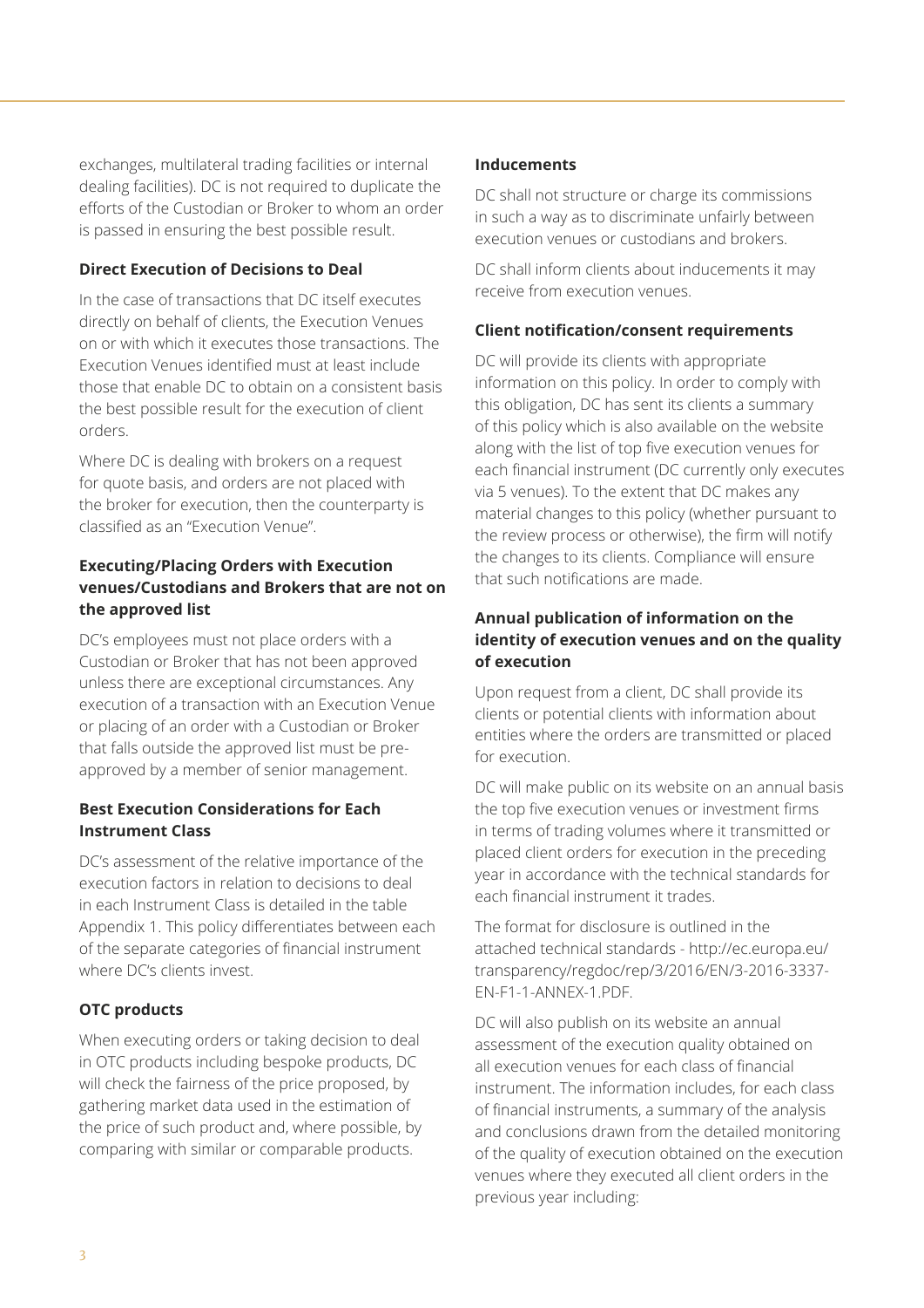exchanges, multilateral trading facilities or internal dealing facilities). DC is not required to duplicate the efforts of the Custodian or Broker to whom an order is passed in ensuring the best possible result.

### Direct Execution of Decisions to Deal

In the case of transactions that DC itself executes directly on behalf of clients, the Execution Venues on or with which it executes those transactions. The Execution Venues identified must at least include those that enable DC to obtain on a consistent basis the best possible result for the execution of client orders.

Where DC is dealing with brokers on a request for quote basis, and orders are not placed with the broker for execution, then the counterparty is classified as an "Execution Venue".

### Executing/Placing Orders with Execution venues/Custodians and Brokers that are not on the approved list

DC's employees must not place orders with a Custodian or Broker that has not been approved unless there are exceptional circumstances. Any execution of a transaction with an Execution Venue or placing of an order with a Custodian or Broker that falls outside the approved list must be pre-approved by a member of senior management.

### Best Execution Considerations for Each Instrument Class

DC's assessment of the relative importance of the execution factors in relation to decisions to deal in each Instrument Class is detailed in the table Appendix 1. This policy differentiates between each of the separate categories of financial instrument where DC's clients invest.

### OTC products

When executing orders or taking decision to deal in OTC products including bespoke products, DC will check the fairness of the price proposed, by gathering market data used in the estimation of the price of such product and, where possible, by comparing with similar or comparable products.

### Inducements

DC shall not structure or charge its commissions in such a way as to discriminate unfairly between execution venues or custodians and brokers.

DC shall inform clients about inducements it may receive from execution venues.

### Client notification/consent requirements

DC will provide its clients with appropriate information on this policy. In order to comply with this obligation, DC has sent its clients a summary of this policy which is also available on the website along with the list of top five execution venues for each financial instrument (DC currently only executes via 5 venues). To the extent that DC makes any material changes to this policy (whether pursuant to the review process or otherwise), the firm will notify the changes to its clients. Compliance will ensure that such notifications are made.

### Annual publication of information on the identity of execution venues and on the quality of execution

Upon request from a client, DC shall provide its clients or potential clients with information about entities where the orders are transmitted or placed for execution.

DC will make public on its website on an annual basis the top five execution venues or investment firms in terms of trading volumes where it transmitted or placed client orders for execution in the preceding year in accordance with the technical standards for each financial instrument it trades.

The format for disclosure is outlined in the attached technical standards - http://ec.europa.eu/transparency/regdoc/rep/3/2016/EN/3-2016-3337-EN-F1-1-ANNEX-1.PDF.

DC will also publish on its website an annual assessment of the execution quality obtained on all execution venues for each class of financial instrument. The information includes, for each class of financial instruments, a summary of the analysis and conclusions drawn from the detailed monitoring of the quality of execution obtained on the execution venues where they executed all client orders in the previous year including: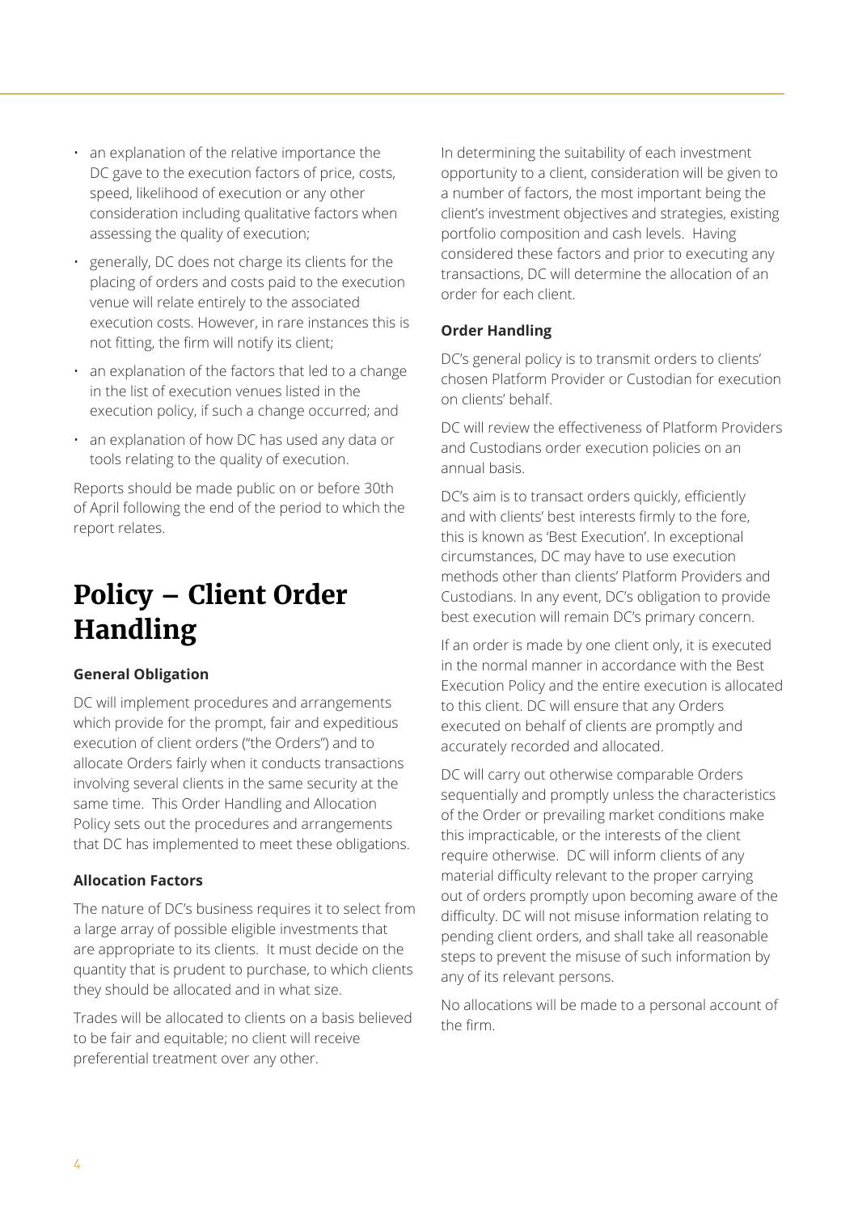- an explanation of the relative importance the DC gave to the execution factors of price, costs, speed, likelihood of execution or any other consideration including qualitative factors when assessing the quality of execution;
- generally, DC does not charge its clients for the placing of orders and costs paid to the execution venue will relate entirely to the associated execution costs. However, in rare instances this is not fitting, the firm will notify its client;
- an explanation of the factors that led to a change in the list of execution venues listed in the execution policy, if such a change occurred; and
- an explanation of how DC has used any data or tools relating to the quality of execution.

Reports should be made public on or before 30th of April following the end of the period to which the report relates.

# Policy – Client Order Handling

### General Obligation

DC will implement procedures and arrangements which provide for the prompt, fair and expeditious execution of client orders ("the Orders") and to allocate Orders fairly when it conducts transactions involving several clients in the same security at the same time. This Order Handling and Allocation Policy sets out the procedures and arrangements that DC has implemented to meet these obligations.

### Allocation Factors

The nature of DC's business requires it to select from a large array of possible eligible investments that are appropriate to its clients. It must decide on the quantity that is prudent to purchase, to which clients they should be allocated and in what size.

Trades will be allocated to clients on a basis believed to be fair and equitable; no client will receive preferential treatment over any other.

In determining the suitability of each investment opportunity to a client, consideration will be given to a number of factors, the most important being the client's investment objectives and strategies, existing portfolio composition and cash levels. Having considered these factors and prior to executing any transactions, DC will determine the allocation of an order for each client.

### Order Handling

DC's general policy is to transmit orders to clients' chosen Platform Provider or Custodian for execution on clients' behalf.

DC will review the effectiveness of Platform Providers and Custodians order execution policies on an annual basis.

DC's aim is to transact orders quickly, efficiently and with clients' best interests firmly to the fore, this is known as 'Best Execution'. In exceptional circumstances, DC may have to use execution methods other than clients' Platform Providers and Custodians. In any event, DC's obligation to provide best execution will remain DC's primary concern.

If an order is made by one client only, it is executed in the normal manner in accordance with the Best Execution Policy and the entire execution is allocated to this client. DC will ensure that any Orders executed on behalf of clients are promptly and accurately recorded and allocated.

DC will carry out otherwise comparable Orders sequentially and promptly unless the characteristics of the Order or prevailing market conditions make this impracticable, or the interests of the client require otherwise. DC will inform clients of any material difficulty relevant to the proper carrying out of orders promptly upon becoming aware of the difficulty. DC will not misuse information relating to pending client orders, and shall take all reasonable steps to prevent the misuse of such information by any of its relevant persons.

No allocations will be made to a personal account of the firm.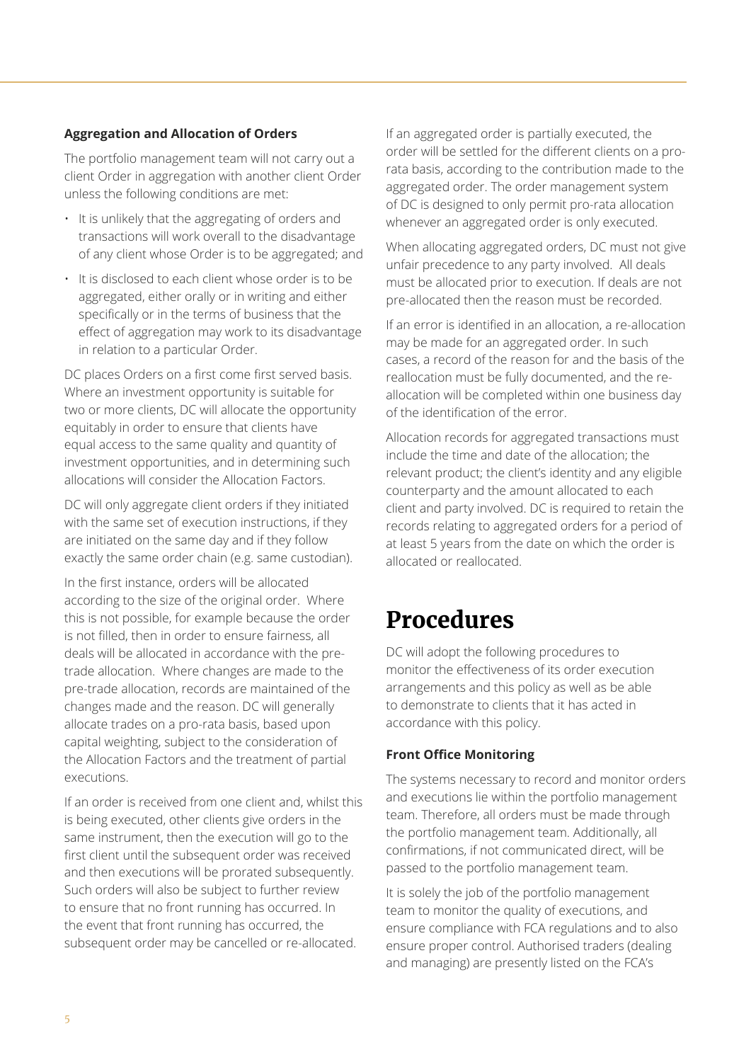**Aggregation and Allocation of Orders**

The portfolio management team will not carry out a client Order in aggregation with another client Order unless the following conditions are met:

- It is unlikely that the aggregating of orders and transactions will work overall to the disadvantage of any client whose Order is to be aggregated; and
- It is disclosed to each client whose order is to be aggregated, either orally or in writing and either specifically or in the terms of business that the effect of aggregation may work to its disadvantage in relation to a particular Order.

DC places Orders on a first come first served basis. Where an investment opportunity is suitable for two or more clients, DC will allocate the opportunity equitably in order to ensure that clients have equal access to the same quality and quantity of investment opportunities, and in determining such allocations will consider the Allocation Factors.

DC will only aggregate client orders if they initiated with the same set of execution instructions, if they are initiated on the same day and if they follow exactly the same order chain (e.g. same custodian).

In the first instance, orders will be allocated according to the size of the original order. Where this is not possible, for example because the order is not filled, then in order to ensure fairness, all deals will be allocated in accordance with the pre-trade allocation. Where changes are made to the pre-trade allocation, records are maintained of the changes made and the reason. DC will generally allocate trades on a pro-rata basis, based upon capital weighting, subject to the consideration of the Allocation Factors and the treatment of partial executions.

If an order is received from one client and, whilst this is being executed, other clients give orders in the same instrument, then the execution will go to the first client until the subsequent order was received and then executions will be prorated subsequently. Such orders will also be subject to further review to ensure that no front running has occurred. In the event that front running has occurred, the subsequent order may be cancelled or re-allocated.

If an aggregated order is partially executed, the order will be settled for the different clients on a pro-rata basis, according to the contribution made to the aggregated order. The order management system of DC is designed to only permit pro-rata allocation whenever an aggregated order is only executed.

When allocating aggregated orders, DC must not give unfair precedence to any party involved. All deals must be allocated prior to execution. If deals are not pre-allocated then the reason must be recorded.

If an error is identified in an allocation, a re-allocation may be made for an aggregated order. In such cases, a record of the reason for and the basis of the reallocation must be fully documented, and the re-allocation will be completed within one business day of the identification of the error.

Allocation records for aggregated transactions must include the time and date of the allocation; the relevant product; the client's identity and any eligible counterparty and the amount allocated to each client and party involved. DC is required to retain the records relating to aggregated orders for a period of at least 5 years from the date on which the order is allocated or reallocated.

# Procedures

DC will adopt the following procedures to monitor the effectiveness of its order execution arrangements and this policy as well as be able to demonstrate to clients that it has acted in accordance with this policy.

**Front Office Monitoring**

The systems necessary to record and monitor orders and executions lie within the portfolio management team. Therefore, all orders must be made through the portfolio management team. Additionally, all confirmations, if not communicated direct, will be passed to the portfolio management team.

It is solely the job of the portfolio management team to monitor the quality of executions, and ensure compliance with FCA regulations and to also ensure proper control. Authorised traders (dealing and managing) are presently listed on the FCA's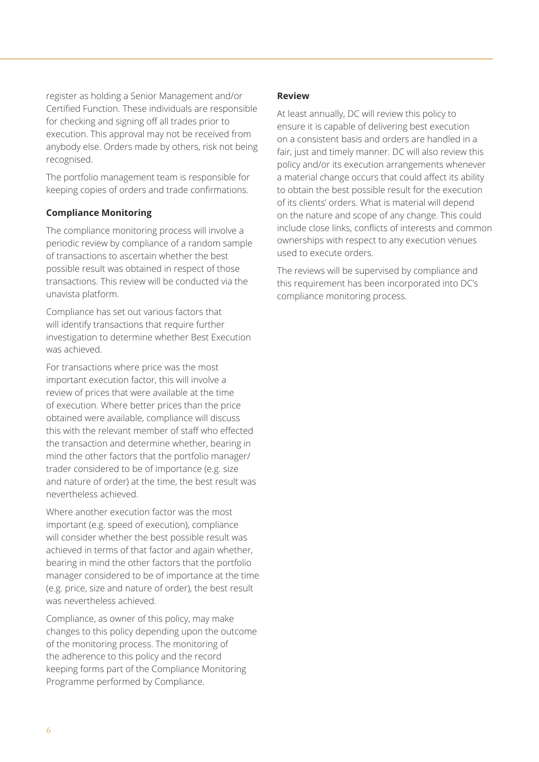register as holding a Senior Management and/or Certified Function. These individuals are responsible for checking and signing off all trades prior to execution. This approval may not be received from anybody else. Orders made by others, risk not being recognised.

The portfolio management team is responsible for keeping copies of orders and trade confirmations.

**Compliance Monitoring**

The compliance monitoring process will involve a periodic review by compliance of a random sample of transactions to ascertain whether the best possible result was obtained in respect of those transactions. This review will be conducted via the unavista platform.

Compliance has set out various factors that will identify transactions that require further investigation to determine whether Best Execution was achieved.

For transactions where price was the most important execution factor, this will involve a review of prices that were available at the time of execution. Where better prices than the price obtained were available, compliance will discuss this with the relevant member of staff who effected the transaction and determine whether, bearing in mind the other factors that the portfolio manager/trader considered to be of importance (e.g. size and nature of order) at the time, the best result was nevertheless achieved.

Where another execution factor was the most important (e.g. speed of execution), compliance will consider whether the best possible result was achieved in terms of that factor and again whether, bearing in mind the other factors that the portfolio manager considered to be of importance at the time (e.g. price, size and nature of order), the best result was nevertheless achieved.

Compliance, as owner of this policy, may make changes to this policy depending upon the outcome of the monitoring process. The monitoring of the adherence to this policy and the record keeping forms part of the Compliance Monitoring Programme performed by Compliance.

**Review**

At least annually, DC will review this policy to ensure it is capable of delivering best execution on a consistent basis and orders are handled in a fair, just and timely manner. DC will also review this policy and/or its execution arrangements whenever a material change occurs that could affect its ability to obtain the best possible result for the execution of its clients' orders. What is material will depend on the nature and scope of any change. This could include close links, conflicts of interests and common ownerships with respect to any execution venues used to execute orders.

The reviews will be supervised by compliance and this requirement has been incorporated into DC's compliance monitoring process.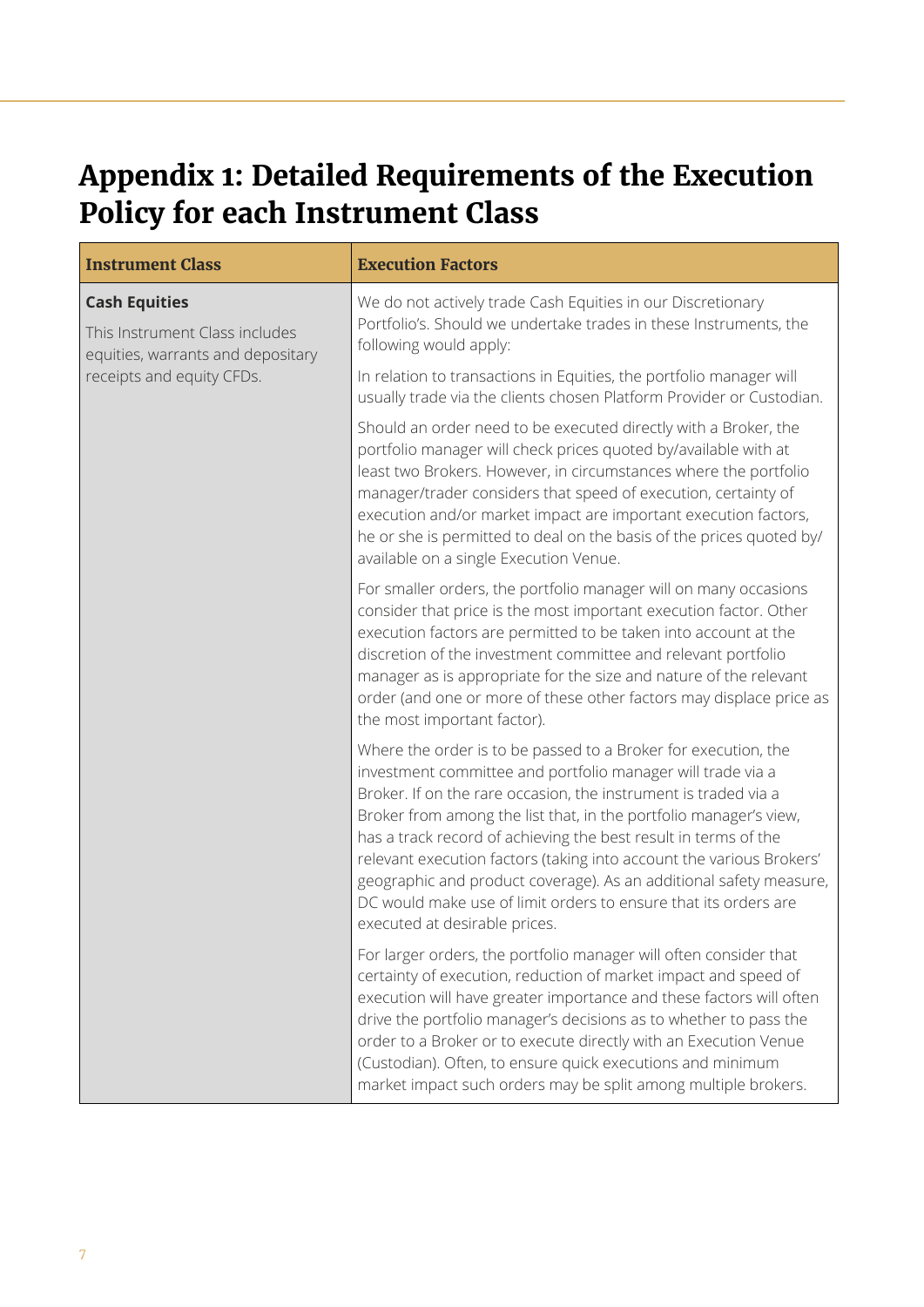# Appendix 1: Detailed Requirements of the Execution Policy for each Instrument Class

| Instrument Class | Execution Factors |
|---|---|
| **Cash Equities**<br>This Instrument Class includes equities, warrants and depositary receipts and equity CFDs. | We do not actively trade Cash Equities in our Discretionary Portfolio's. Should we undertake trades in these Instruments, the following would apply:<br><br>In relation to transactions in Equities, the portfolio manager will usually trade via the clients chosen Platform Provider or Custodian.<br><br>Should an order need to be executed directly with a Broker, the portfolio manager will check prices quoted by/available with at least two Brokers. However, in circumstances where the portfolio manager/trader considers that speed of execution, certainty of execution and/or market impact are important execution factors, he or she is permitted to deal on the basis of the prices quoted by/ available on a single Execution Venue.<br><br>For smaller orders, the portfolio manager will on many occasions consider that price is the most important execution factor. Other execution factors are permitted to be taken into account at the discretion of the investment committee and relevant portfolio manager as is appropriate for the size and nature of the relevant order (and one or more of these other factors may displace price as the most important factor).<br><br>Where the order is to be passed to a Broker for execution, the investment committee and portfolio manager will trade via a Broker. If on the rare occasion, the instrument is traded via a Broker from among the list that, in the portfolio manager's view, has a track record of achieving the best result in terms of the relevant execution factors (taking into account the various Brokers' geographic and product coverage). As an additional safety measure, DC would make use of limit orders to ensure that its orders are executed at desirable prices.<br><br>For larger orders, the portfolio manager will often consider that certainty of execution, reduction of market impact and speed of execution will have greater importance and these factors will often drive the portfolio manager's decisions as to whether to pass the order to a Broker or to execute directly with an Execution Venue (Custodian). Often, to ensure quick executions and minimum market impact such orders may be split among multiple brokers. |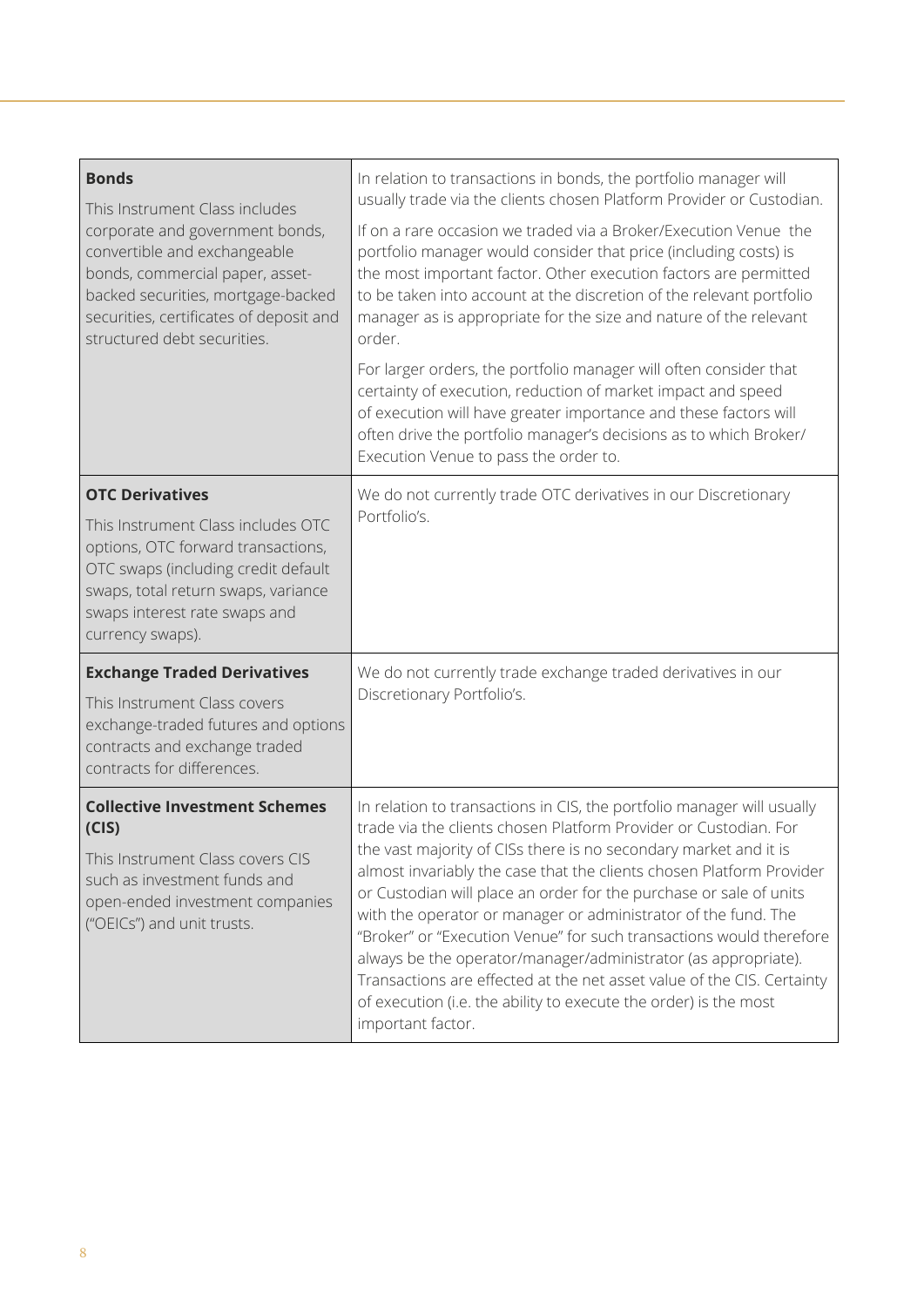| | |
|---|---|
| **Bonds**<br><br>This Instrument Class includes corporate and government bonds, convertible and exchangeable bonds, commercial paper, asset-backed securities, mortgage-backed securities, certificates of deposit and structured debt securities. | In relation to transactions in bonds, the portfolio manager will usually trade via the clients chosen Platform Provider or Custodian.<br><br>If on a rare occasion we traded via a Broker/Execution Venue the portfolio manager would consider that price (including costs) is the most important factor. Other execution factors are permitted to be taken into account at the discretion of the relevant portfolio manager as is appropriate for the size and nature of the relevant order.<br><br>For larger orders, the portfolio manager will often consider that certainty of execution, reduction of market impact and speed of execution will have greater importance and these factors will often drive the portfolio manager's decisions as to which Broker/ Execution Venue to pass the order to. |
| **OTC Derivatives**<br><br>This Instrument Class includes OTC options, OTC forward transactions, OTC swaps (including credit default swaps, total return swaps, variance swaps interest rate swaps and currency swaps). | We do not currently trade OTC derivatives in our Discretionary Portfolio's. |
| **Exchange Traded Derivatives**<br><br>This Instrument Class covers exchange-traded futures and options contracts and exchange traded contracts for differences. | We do not currently trade exchange traded derivatives in our Discretionary Portfolio's. |
| **Collective Investment Schemes (CIS)**<br><br>This Instrument Class covers CIS such as investment funds and open-ended investment companies ("OEICs") and unit trusts. | In relation to transactions in CIS, the portfolio manager will usually trade via the clients chosen Platform Provider or Custodian. For the vast majority of CISs there is no secondary market and it is almost invariably the case that the clients chosen Platform Provider or Custodian will place an order for the purchase or sale of units with the operator or manager or administrator of the fund. The "Broker" or "Execution Venue" for such transactions would therefore always be the operator/manager/administrator (as appropriate). Transactions are effected at the net asset value of the CIS. Certainty of execution (i.e. the ability to execute the order) is the most important factor. |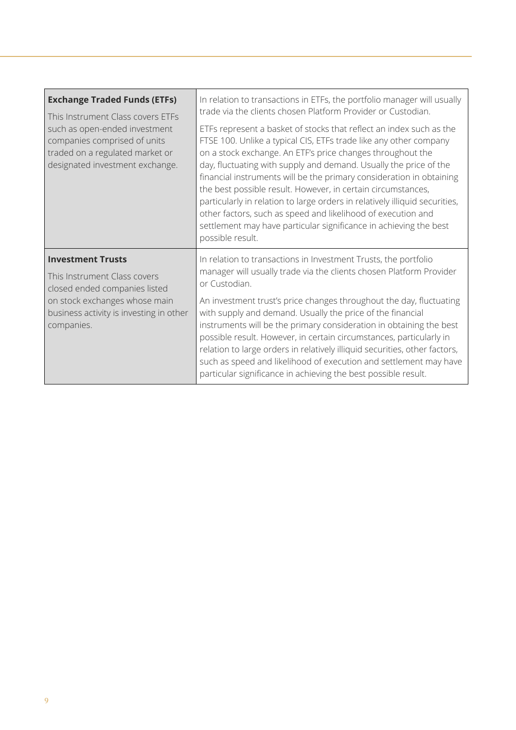| | |
|---|---|
| **Exchange Traded Funds (ETFs)**<br><br>This Instrument Class covers ETFs such as open-ended investment companies comprised of units traded on a regulated market or designated investment exchange. | In relation to transactions in ETFs, the portfolio manager will usually trade via the clients chosen Platform Provider or Custodian.<br><br>ETFs represent a basket of stocks that reflect an index such as the FTSE 100. Unlike a typical CIS, ETFs trade like any other company on a stock exchange. An ETF's price changes throughout the day, fluctuating with supply and demand. Usually the price of the financial instruments will be the primary consideration in obtaining the best possible result. However, in certain circumstances, particularly in relation to large orders in relatively illiquid securities, other factors, such as speed and likelihood of execution and settlement may have particular significance in achieving the best possible result. |
| **Investment Trusts**<br><br>This Instrument Class covers closed ended companies listed on stock exchanges whose main business activity is investing in other companies. | In relation to transactions in Investment Trusts, the portfolio manager will usually trade via the clients chosen Platform Provider or Custodian.<br><br>An investment trust's price changes throughout the day, fluctuating with supply and demand. Usually the price of the financial instruments will be the primary consideration in obtaining the best possible result. However, in certain circumstances, particularly in relation to large orders in relatively illiquid securities, other factors, such as speed and likelihood of execution and settlement may have particular significance in achieving the best possible result. |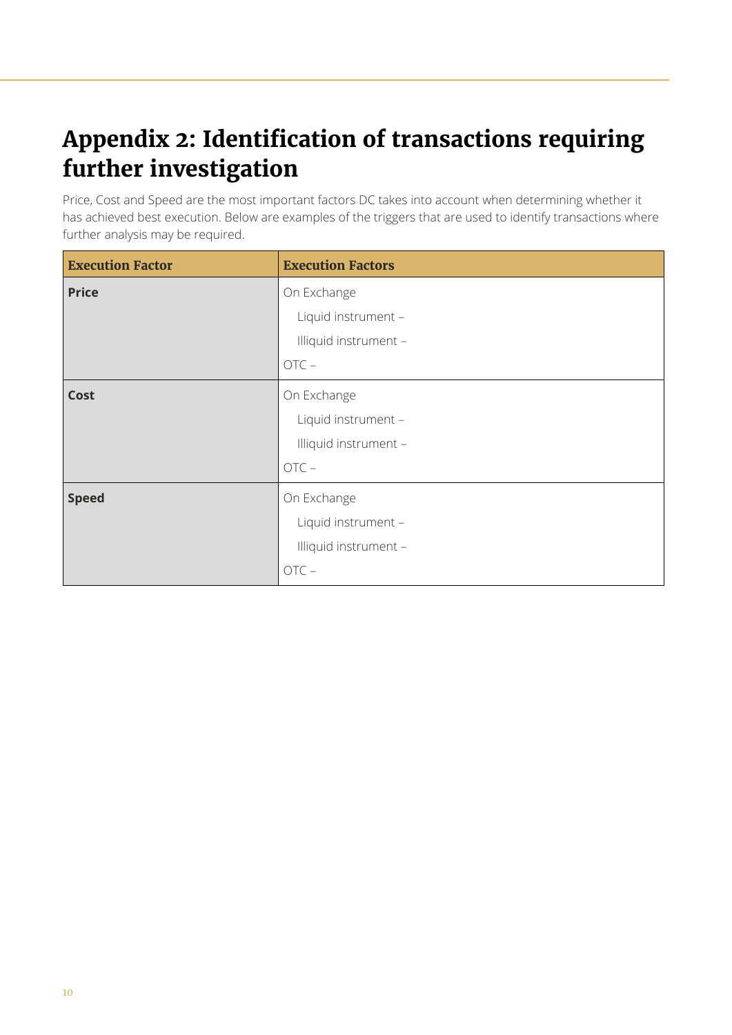# Appendix 2: Identification of transactions requiring further investigation

Price, Cost and Speed are the most important factors DC takes into account when determining whether it has achieved best execution. Below are examples of the triggers that are used to identify transactions where further analysis may be required.

| Execution Factor | Execution Factors |
|---|---|
| **Price** | On Exchange<br>Liquid instrument –<br>Illiquid instrument –<br>OTC – |
| **Cost** | On Exchange<br>Liquid instrument –<br>Illiquid instrument –<br>OTC – |
| **Speed** | On Exchange<br>Liquid instrument –<br>Illiquid instrument –<br>OTC – |